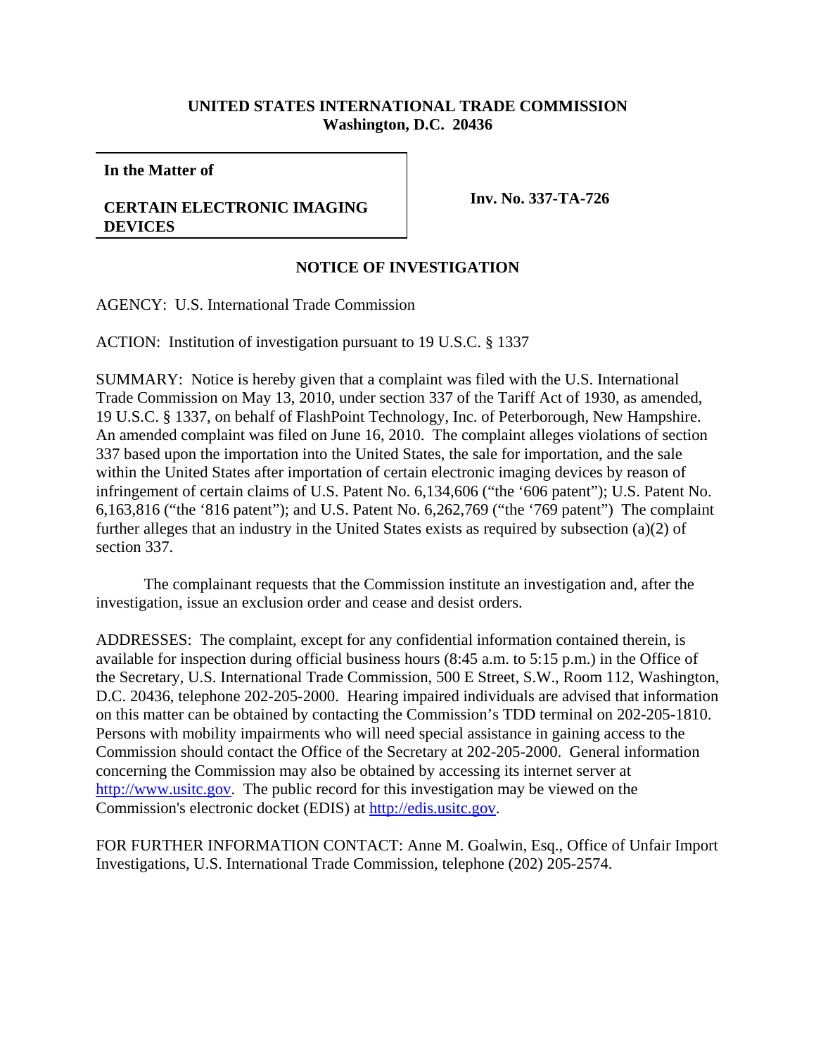**UNITED STATES INTERNATIONAL TRADE COMMISSION**
**Washington, D.C. 20436**

| **In the Matter of**<br><br>**CERTAIN ELECTRONIC IMAGING DEVICES** | **Inv. No. 337-TA-726** |
|---|---|

## NOTICE OF INVESTIGATION

AGENCY: U.S. International Trade Commission

ACTION: Institution of investigation pursuant to 19 U.S.C. § 1337

SUMMARY: Notice is hereby given that a complaint was filed with the U.S. International Trade Commission on May 13, 2010, under section 337 of the Tariff Act of 1930, as amended, 19 U.S.C. § 1337, on behalf of FlashPoint Technology, Inc. of Peterborough, New Hampshire. An amended complaint was filed on June 16, 2010. The complaint alleges violations of section 337 based upon the importation into the United States, the sale for importation, and the sale within the United States after importation of certain electronic imaging devices by reason of infringement of certain claims of U.S. Patent No. 6,134,606 ("the '606 patent"); U.S. Patent No. 6,163,816 ("the '816 patent"); and U.S. Patent No. 6,262,769 ("the '769 patent") The complaint further alleges that an industry in the United States exists as required by subsection (a)(2) of section 337.

The complainant requests that the Commission institute an investigation and, after the investigation, issue an exclusion order and cease and desist orders.

ADDRESSES: The complaint, except for any confidential information contained therein, is available for inspection during official business hours (8:45 a.m. to 5:15 p.m.) in the Office of the Secretary, U.S. International Trade Commission, 500 E Street, S.W., Room 112, Washington, D.C. 20436, telephone 202-205-2000. Hearing impaired individuals are advised that information on this matter can be obtained by contacting the Commission's TDD terminal on 202-205-1810. Persons with mobility impairments who will need special assistance in gaining access to the Commission should contact the Office of the Secretary at 202-205-2000. General information concerning the Commission may also be obtained by accessing its internet server at http://www.usitc.gov. The public record for this investigation may be viewed on the Commission's electronic docket (EDIS) at http://edis.usitc.gov.

FOR FURTHER INFORMATION CONTACT: Anne M. Goalwin, Esq., Office of Unfair Import Investigations, U.S. International Trade Commission, telephone (202) 205-2574.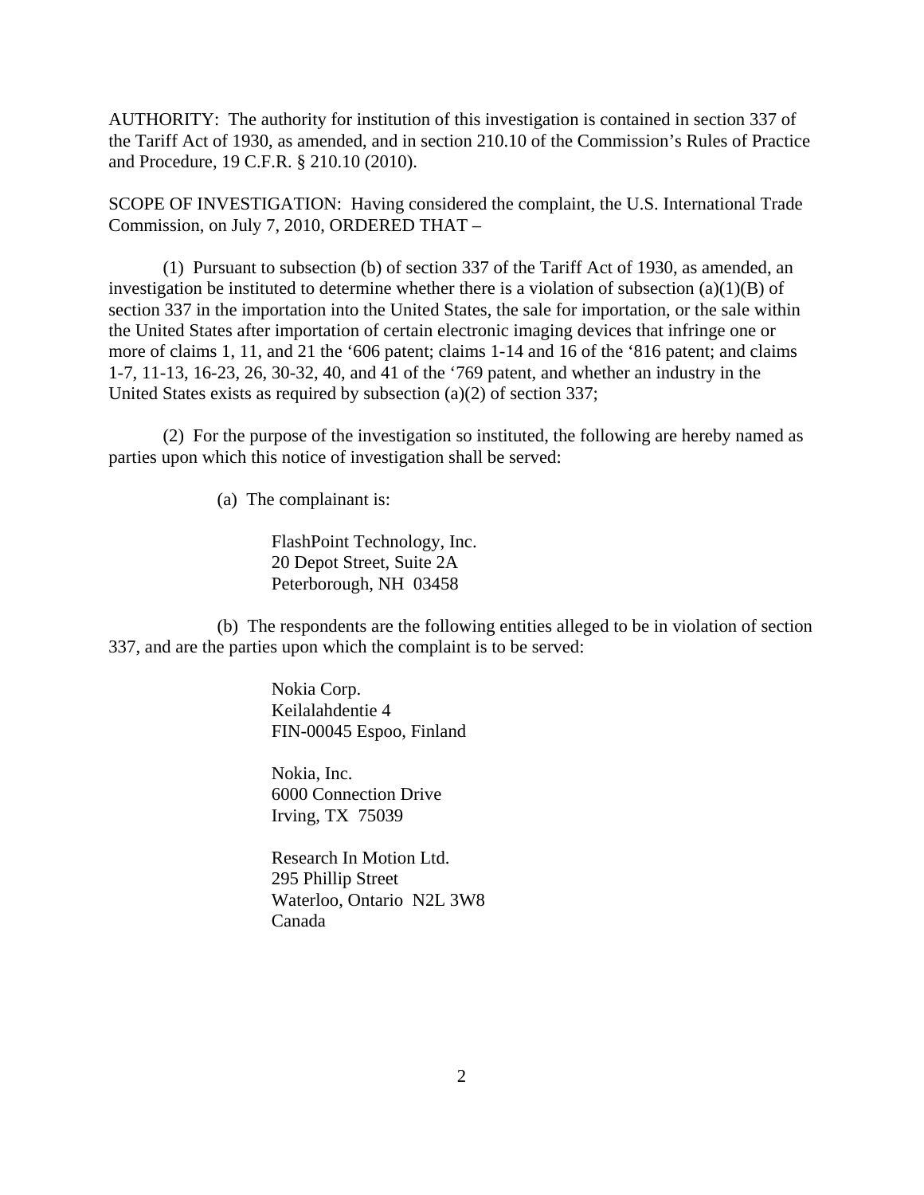AUTHORITY: The authority for institution of this investigation is contained in section 337 of the Tariff Act of 1930, as amended, and in section 210.10 of the Commission's Rules of Practice and Procedure, 19 C.F.R. § 210.10 (2010).

SCOPE OF INVESTIGATION: Having considered the complaint, the U.S. International Trade Commission, on July 7, 2010, ORDERED THAT –

(1) Pursuant to subsection (b) of section 337 of the Tariff Act of 1930, as amended, an investigation be instituted to determine whether there is a violation of subsection (a)(1)(B) of section 337 in the importation into the United States, the sale for importation, or the sale within the United States after importation of certain electronic imaging devices that infringe one or more of claims 1, 11, and 21 the '606 patent; claims 1-14 and 16 of the '816 patent; and claims 1-7, 11-13, 16-23, 26, 30-32, 40, and 41 of the '769 patent, and whether an industry in the United States exists as required by subsection (a)(2) of section 337;

(2) For the purpose of the investigation so instituted, the following are hereby named as parties upon which this notice of investigation shall be served:

(a) The complainant is:

FlashPoint Technology, Inc.
20 Depot Street, Suite 2A
Peterborough, NH 03458

(b) The respondents are the following entities alleged to be in violation of section 337, and are the parties upon which the complaint is to be served:

Nokia Corp.
Keilalahdentie 4
FIN-00045 Espoo, Finland

Nokia, Inc.
6000 Connection Drive
Irving, TX 75039

Research In Motion Ltd.
295 Phillip Street
Waterloo, Ontario N2L 3W8
Canada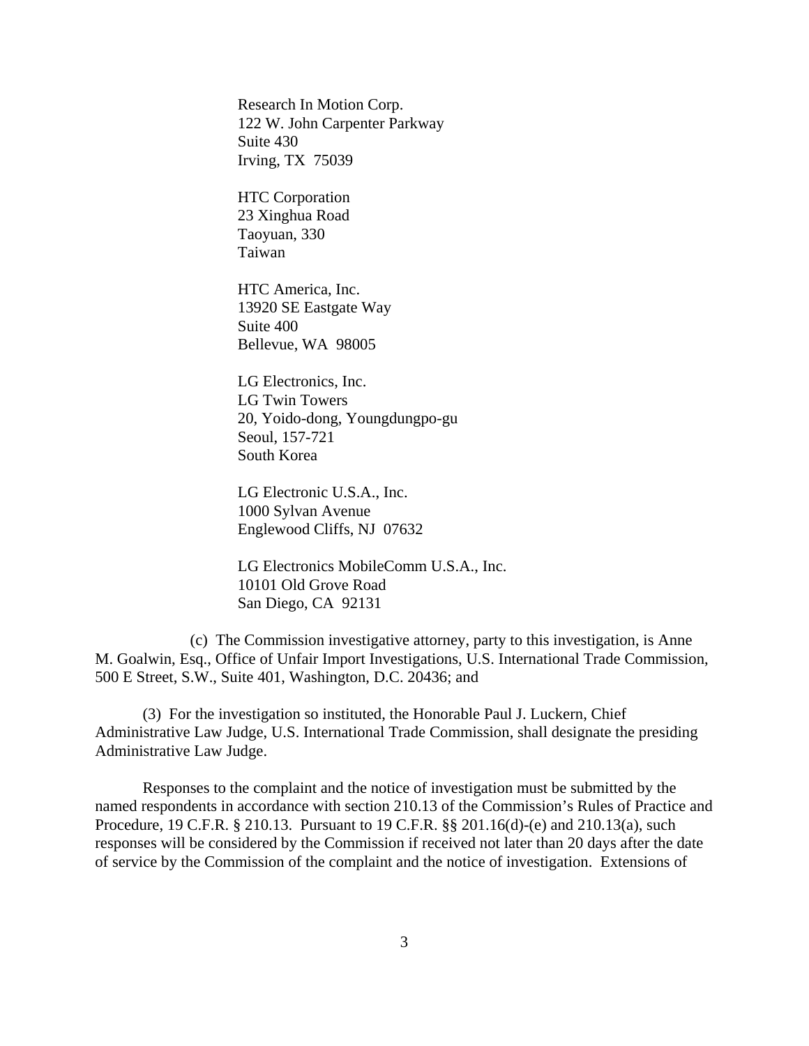Research In Motion Corp.
122 W. John Carpenter Parkway
Suite 430
Irving, TX 75039

HTC Corporation
23 Xinghua Road
Taoyuan, 330
Taiwan

HTC America, Inc.
13920 SE Eastgate Way
Suite 400
Bellevue, WA 98005

LG Electronics, Inc.
LG Twin Towers
20, Yoido-dong, Youngdungpo-gu
Seoul, 157-721
South Korea

LG Electronic U.S.A., Inc.
1000 Sylvan Avenue
Englewood Cliffs, NJ 07632

LG Electronics MobileComm U.S.A., Inc.
10101 Old Grove Road
San Diego, CA 92131

(c) The Commission investigative attorney, party to this investigation, is Anne M. Goalwin, Esq., Office of Unfair Import Investigations, U.S. International Trade Commission, 500 E Street, S.W., Suite 401, Washington, D.C. 20436; and

(3) For the investigation so instituted, the Honorable Paul J. Luckern, Chief Administrative Law Judge, U.S. International Trade Commission, shall designate the presiding Administrative Law Judge.

Responses to the complaint and the notice of investigation must be submitted by the named respondents in accordance with section 210.13 of the Commission's Rules of Practice and Procedure, 19 C.F.R. § 210.13. Pursuant to 19 C.F.R. §§ 201.16(d)-(e) and 210.13(a), such responses will be considered by the Commission if received not later than 20 days after the date of service by the Commission of the complaint and the notice of investigation. Extensions of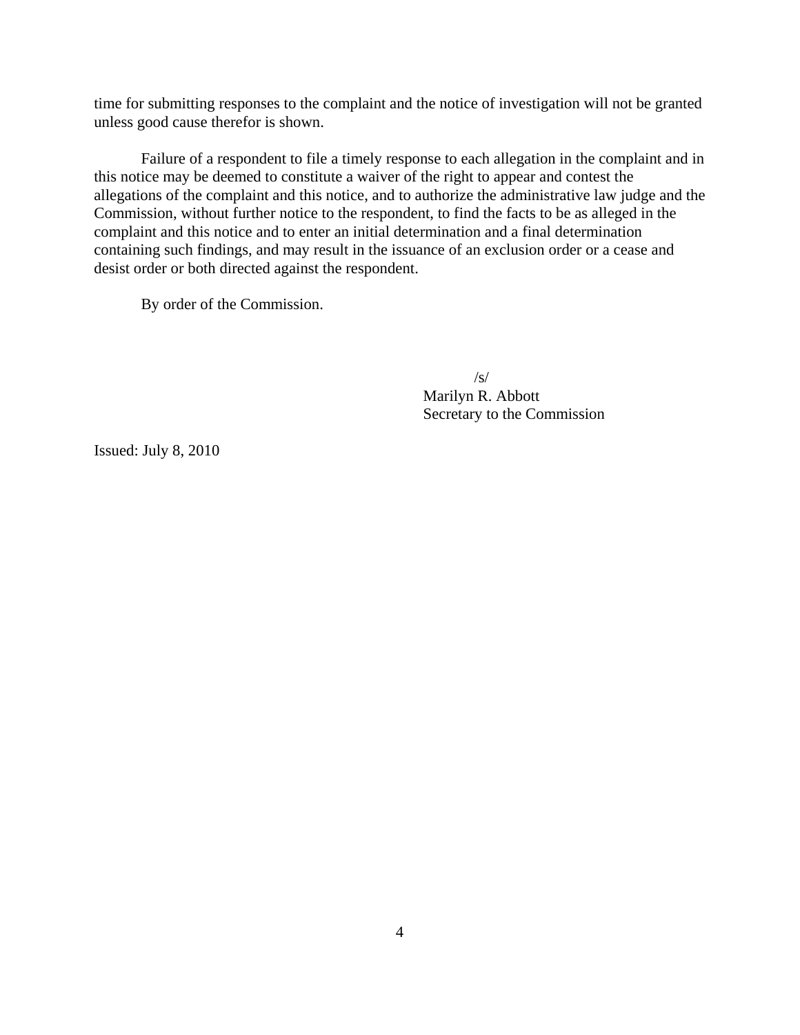time for submitting responses to the complaint and the notice of investigation will not be granted unless good cause therefor is shown.

Failure of a respondent to file a timely response to each allegation in the complaint and in this notice may be deemed to constitute a waiver of the right to appear and contest the allegations of the complaint and this notice, and to authorize the administrative law judge and the Commission, without further notice to the respondent, to find the facts to be as alleged in the complaint and this notice and to enter an initial determination and a final determination containing such findings, and may result in the issuance of an exclusion order or a cease and desist order or both directed against the respondent.

By order of the Commission.

/s/
Marilyn R. Abbott
Secretary to the Commission

Issued: July 8, 2010